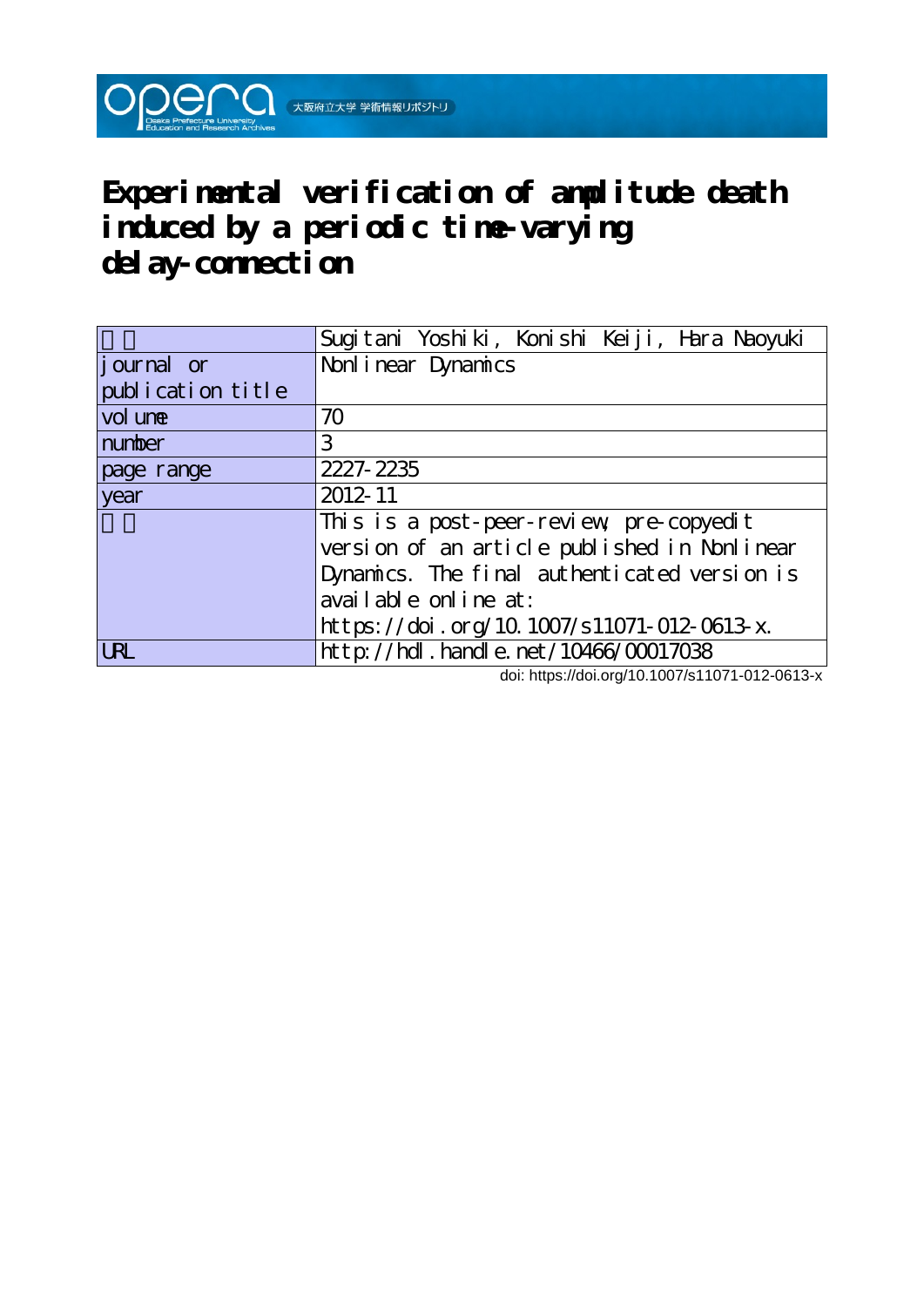# Experimental verification of amplitude death induced by a periodic time-varying delay-connection

| | |
|---|---|
| 著者 | Sugitani Yoshiki, Konishi Keiji, Hara Naoyuki |
| journal or publication title | Nonlinear Dynamics |
| volume | 70 |
| number | 3 |
| page range | 2227-2235 |
| year | 2012-11 |
| 権利 | This is a post-peer-review, pre-copyedit version of an article published in Nonlinear Dynamics. The final authenticated version is available online at: https://doi.org/10.1007/s11071-012-0613-x. |
| URL | http://hdl.handle.net/10466/00017038 |

doi: https://doi.org/10.1007/s11071-012-0613-x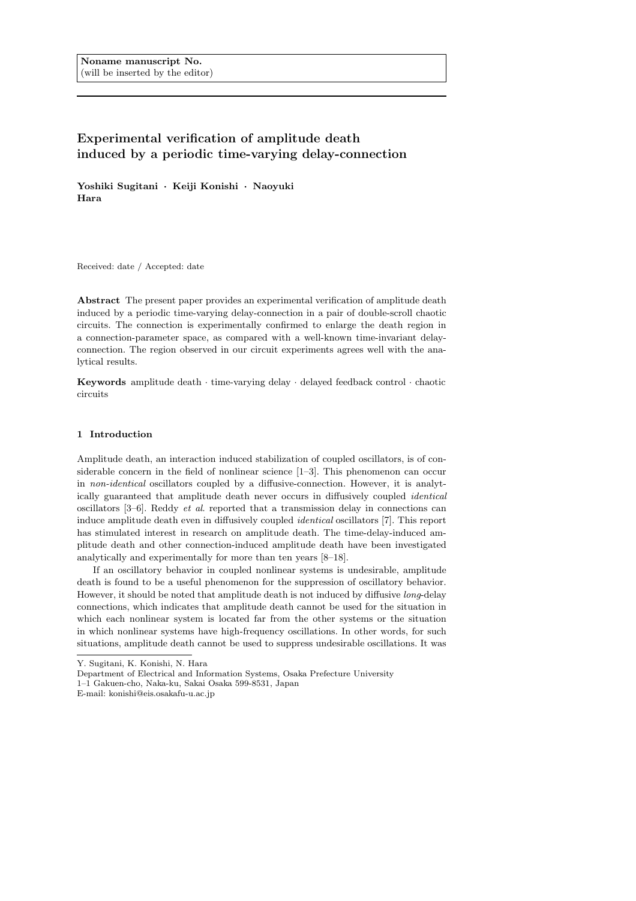Noname manuscript No.
(will be inserted by the editor)

# Experimental verification of amplitude death induced by a periodic time-varying delay-connection

**Yoshiki Sugitani · Keiji Konishi · Naoyuki Hara**

Received: date / Accepted: date

**Abstract** The present paper provides an experimental verification of amplitude death induced by a periodic time-varying delay-connection in a pair of double-scroll chaotic circuits. The connection is experimentally confirmed to enlarge the death region in a connection-parameter space, as compared with a well-known time-invariant delay-connection. The region observed in our circuit experiments agrees well with the analytical results.

**Keywords** amplitude death · time-varying delay · delayed feedback control · chaotic circuits

## 1 Introduction

Amplitude death, an interaction induced stabilization of coupled oscillators, is of considerable concern in the field of nonlinear science [1–3]. This phenomenon can occur in *non-identical* oscillators coupled by a diffusive-connection. However, it is analytically guaranteed that amplitude death never occurs in diffusively coupled *identical* oscillators [3–6]. Reddy *et al*. reported that a transmission delay in connections can induce amplitude death even in diffusively coupled *identical* oscillators [7]. This report has stimulated interest in research on amplitude death. The time-delay-induced amplitude death and other connection-induced amplitude death have been investigated analytically and experimentally for more than ten years [8–18].

If an oscillatory behavior in coupled nonlinear systems is undesirable, amplitude death is found to be a useful phenomenon for the suppression of oscillatory behavior. However, it should be noted that amplitude death is not induced by diffusive *long*-delay connections, which indicates that amplitude death cannot be used for the situation in which each nonlinear system is located far from the other systems or the situation in which nonlinear systems have high-frequency oscillations. In other words, for such situations, amplitude death cannot be used to suppress undesirable oscillations. It was

Y. Sugitani, K. Konishi, N. Hara
Department of Electrical and Information Systems, Osaka Prefecture University
1–1 Gakuen-cho, Naka-ku, Sakai Osaka 599-8531, Japan
E-mail: konishi@eis.osakafu-u.ac.jp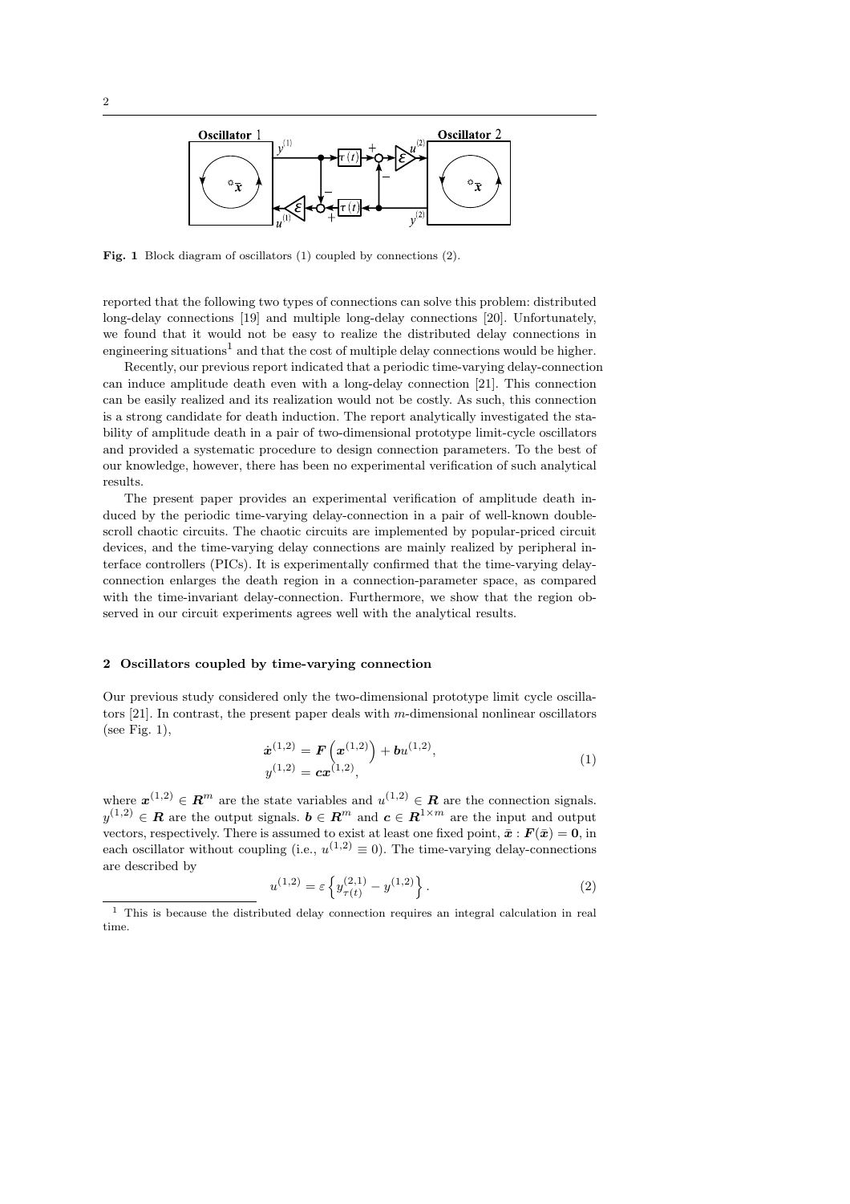**Fig. 1** Block diagram of oscillators (1) coupled by connections (2).

reported that the following two types of connections can solve this problem: distributed long-delay connections [19] and multiple long-delay connections [20]. Unfortunately, we found that it would not be easy to realize the distributed delay connections in engineering situations[1] and that the cost of multiple delay connections would be higher.

Recently, our previous report indicated that a periodic time-varying delay-connection can induce amplitude death even with a long-delay connection [21]. This connection can be easily realized and its realization would not be costly. As such, this connection is a strong candidate for death induction. The report analytically investigated the stability of amplitude death in a pair of two-dimensional prototype limit-cycle oscillators and provided a systematic procedure to design connection parameters. To the best of our knowledge, however, there has been no experimental verification of such analytical results.

The present paper provides an experimental verification of amplitude death induced by the periodic time-varying delay-connection in a pair of well-known double-scroll chaotic circuits. The chaotic circuits are implemented by popular-priced circuit devices, and the time-varying delay connections are mainly realized by peripheral interface controllers (PICs). It is experimentally confirmed that the time-varying delay-connection enlarges the death region in a connection-parameter space, as compared with the time-invariant delay-connection. Furthermore, we show that the region observed in our circuit experiments agrees well with the analytical results.

## 2 Oscillators coupled by time-varying connection

Our previous study considered only the two-dimensional prototype limit cycle oscillators [21]. In contrast, the present paper deals with $m$-dimensional nonlinear oscillators (see Fig. 1),

$$
\begin{aligned}
\dot{\boldsymbol{x}}^{(1,2)} &= \boldsymbol{F}\left(\boldsymbol{x}^{(1,2)}\right) + \boldsymbol{b}u^{(1,2)}, \\
y^{(1,2)} &= \boldsymbol{c}\boldsymbol{x}^{(1,2)},
\end{aligned}
\tag{1}
$$

where $\boldsymbol{x}^{(1,2)} \in \boldsymbol{R}^m$ are the state variables and $u^{(1,2)} \in \boldsymbol{R}$ are the connection signals. $y^{(1,2)} \in \boldsymbol{R}$ are the output signals. $\boldsymbol{b} \in \boldsymbol{R}^m$ and $\boldsymbol{c} \in \boldsymbol{R}^{1\times m}$ are the input and output vectors, respectively. There is assumed to exist at least one fixed point, $\bar{\boldsymbol{x}} : \boldsymbol{F}(\bar{\boldsymbol{x}}) = \boldsymbol{0}$, in each oscillator without coupling (i.e., $u^{(1,2)} \equiv 0$). The time-varying delay-connections are described by

$$
u^{(1,2)} = \varepsilon \left\{ y^{(2,1)}_{\tau(t)} - y^{(1,2)} \right\}.
\tag{2}
$$

[1] This is because the distributed delay connection requires an integral calculation in real time.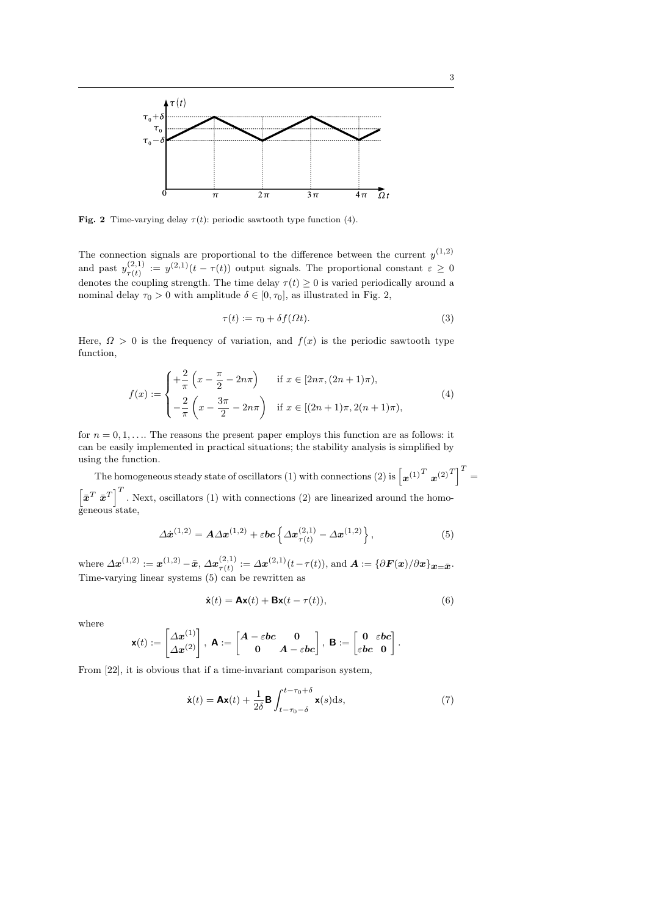**Fig. 2** Time-varying delay $\tau(t)$: periodic sawtooth type function (4).

The connection signals are proportional to the difference between the current $y^{(1,2)}$ and past $y^{(2,1)}_{\tau(t)} := y^{(2,1)}(t-\tau(t))$ output signals. The proportional constant $\varepsilon \geq 0$ denotes the coupling strength. The time delay $\tau(t) \geq 0$ is varied periodically around a nominal delay $\tau_0 > 0$ with amplitude $\delta \in [0, \tau_0]$, as illustrated in Fig. 2,

$$\tau(t) := \tau_0 + \delta f(\Omega t). \tag{3}$$

Here, $\Omega > 0$ is the frequency of variation, and $f(x)$ is the periodic sawtooth type function,

$$f(x) := \begin{cases} +\dfrac{2}{\pi}\left(x - \dfrac{\pi}{2} - 2n\pi\right) & \text{if } x \in [2n\pi, (2n+1)\pi), \\ -\dfrac{2}{\pi}\left(x - \dfrac{3\pi}{2} - 2n\pi\right) & \text{if } x \in [(2n+1)\pi, 2(n+1)\pi), \end{cases} \tag{4}$$

for $n = 0, 1, \ldots$. The reasons the present paper employs this function are as follows: it can be easily implemented in practical situations; the stability analysis is simplified by using the function.

The homogeneous steady state of oscillators (1) with connections (2) is $\left[\boldsymbol{x}^{(1)T} \ \boldsymbol{x}^{(2)T}\right]^T = \left[\bar{\boldsymbol{x}}^T \ \bar{\boldsymbol{x}}^T\right]^T$. Next, oscillators (1) with connections (2) are linearized around the homogeneous state,

$$\Delta\dot{\boldsymbol{x}}^{(1,2)} = \boldsymbol{A}\Delta\boldsymbol{x}^{(1,2)} + \varepsilon\boldsymbol{bc}\left\{\Delta\boldsymbol{x}^{(2,1)}_{\tau(t)} - \Delta\boldsymbol{x}^{(1,2)}\right\}, \tag{5}$$

where $\Delta\boldsymbol{x}^{(1,2)} := \boldsymbol{x}^{(1,2)} - \bar{\boldsymbol{x}}$, $\Delta\boldsymbol{x}^{(2,1)}_{\tau(t)} := \Delta\boldsymbol{x}^{(2,1)}(t-\tau(t))$, and $\boldsymbol{A} := \{\partial\boldsymbol{F}(\boldsymbol{x})/\partial\boldsymbol{x}\}_{\boldsymbol{x}=\bar{\boldsymbol{x}}}$. Time-varying linear systems (5) can be rewritten as

$$\dot{\mathbf{x}}(t) = \mathbf{A}\mathbf{x}(t) + \mathbf{B}\mathbf{x}(t-\tau(t)), \tag{6}$$

where

$$\mathbf{x}(t) := \begin{bmatrix} \Delta\boldsymbol{x}^{(1)} \\ \Delta\boldsymbol{x}^{(2)} \end{bmatrix}, \ \mathbf{A} := \begin{bmatrix} \boldsymbol{A} - \varepsilon\boldsymbol{bc} & \boldsymbol{0} \\ \boldsymbol{0} & \boldsymbol{A} - \varepsilon\boldsymbol{bc} \end{bmatrix}, \ \mathbf{B} := \begin{bmatrix} \boldsymbol{0} & \varepsilon\boldsymbol{bc} \\ \varepsilon\boldsymbol{bc} & \boldsymbol{0} \end{bmatrix}.$$

From [22], it is obvious that if a time-invariant comparison system,

$$\dot{\mathbf{x}}(t) = \mathbf{A}\mathbf{x}(t) + \frac{1}{2\delta}\mathbf{B}\int_{t-\tau_0-\delta}^{t-\tau_0+\delta} \mathbf{x}(s)\mathrm{d}s, \tag{7}$$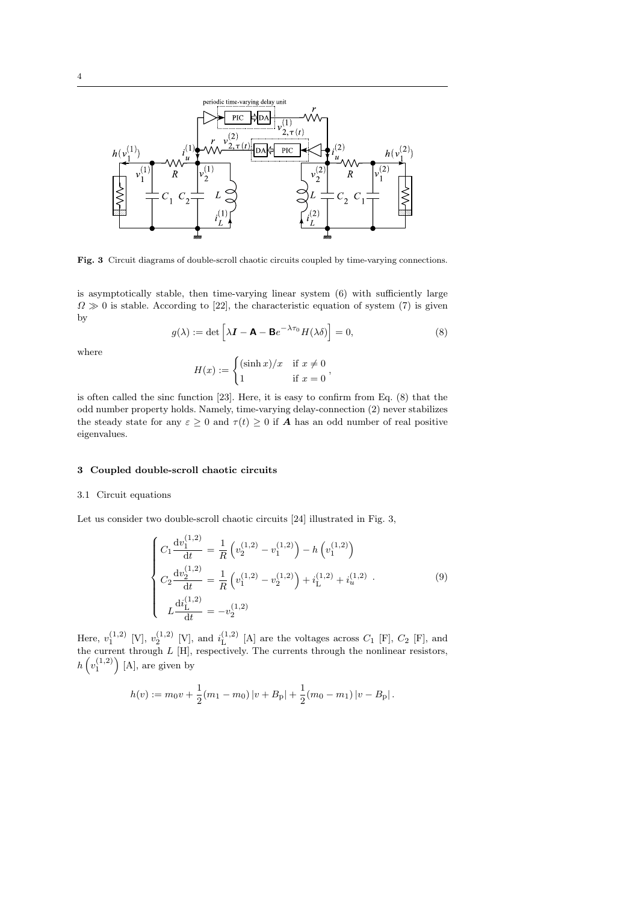Fig. 3 Circuit diagrams of double-scroll chaotic circuits coupled by time-varying connections.

is asymptotically stable, then time-varying linear system (6) with sufficiently large $\Omega \gg 0$ is stable. According to [22], the characteristic equation of system (7) is given by

$$g(\lambda) := \det\left[\lambda \boldsymbol{I} - \mathbf{A} - \mathbf{B}e^{-\lambda\tau_0}H(\lambda\delta)\right] = 0, \tag{8}$$

where

$$H(x) := \begin{cases} (\sinh x)/x & \text{if } x \neq 0 \\ 1 & \text{if } x = 0 \end{cases},$$

is often called the sinc function [23]. Here, it is easy to confirm from Eq. (8) that the odd number property holds. Namely, time-varying delay-connection (2) never stabilizes the steady state for any $\varepsilon \geq 0$ and $\tau(t) \geq 0$ if $\boldsymbol{A}$ has an odd number of real positive eigenvalues.

## 3 Coupled double-scroll chaotic circuits

### 3.1 Circuit equations

Let us consider two double-scroll chaotic circuits [24] illustrated in Fig. 3,

$$\begin{cases} C_1 \dfrac{\mathrm{d}v_1^{(1,2)}}{\mathrm{d}t} = \dfrac{1}{R}\left(v_2^{(1,2)} - v_1^{(1,2)}\right) - h\left(v_1^{(1,2)}\right) \\ C_2 \dfrac{\mathrm{d}v_2^{(1,2)}}{\mathrm{d}t} = \dfrac{1}{R}\left(v_1^{(1,2)} - v_2^{(1,2)}\right) + i_{\mathrm{L}}^{(1,2)} + i_u^{(1,2)} \\ L\dfrac{\mathrm{d}i_{\mathrm{L}}^{(1,2)}}{\mathrm{d}t} = -v_2^{(1,2)} \end{cases}. \tag{9}$$

Here, $v_1^{(1,2)}$ [V], $v_2^{(1,2)}$ [V], and $i_{\mathrm{L}}^{(1,2)}$ [A] are the voltages across $C_1$ [F], $C_2$ [F], and the current through $L$ [H], respectively. The currents through the nonlinear resistors, $h\left(v_1^{(1,2)}\right)$ [A], are given by

$$h(v) := m_0 v + \frac{1}{2}(m_1 - m_0)\left|v + B_{\mathrm{p}}\right| + \frac{1}{2}(m_0 - m_1)\left|v - B_{\mathrm{p}}\right|.$$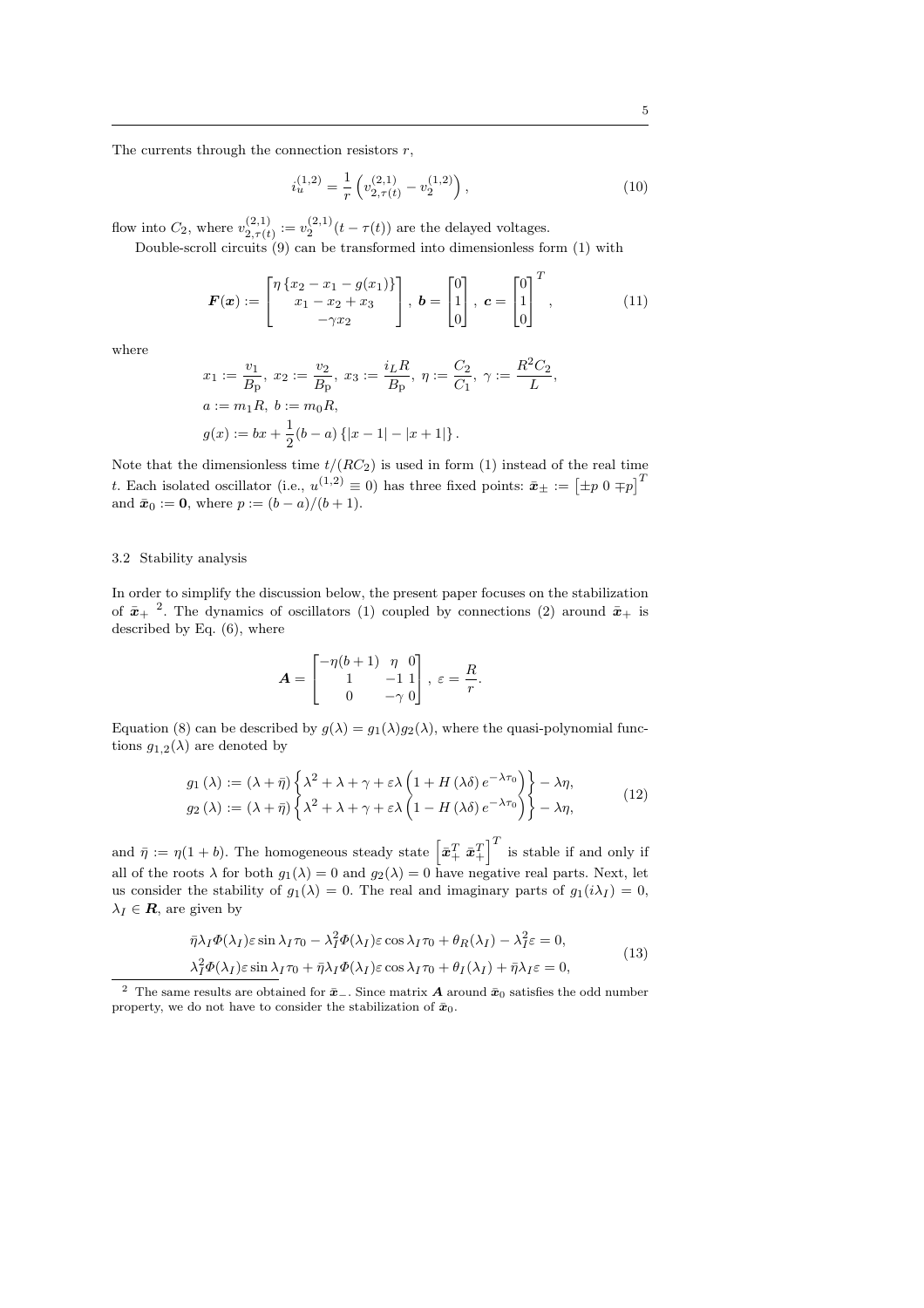The currents through the connection resistors $r$,

$$
i_u^{(1,2)} = \frac{1}{r}\left(v_{2,\tau(t)}^{(2,1)} - v_2^{(1,2)}\right), \tag{10}
$$

flow into $C_2$, where $v_{2,\tau(t)}^{(2,1)} := v_2^{(2,1)}(t-\tau(t))$ are the delayed voltages.

Double-scroll circuits (9) can be transformed into dimensionless form (1) with

$$
\boldsymbol{F}(\boldsymbol{x}) := \begin{bmatrix} \eta\left\{x_2 - x_1 - g(x_1)\right\} \\ x_1 - x_2 + x_3 \\ -\gamma x_2 \end{bmatrix},\ \boldsymbol{b} = \begin{bmatrix} 0 \\ 1 \\ 0 \end{bmatrix},\ \boldsymbol{c} = \begin{bmatrix} 0 \\ 1 \\ 0 \end{bmatrix}^T, \tag{11}
$$

where

$$
x_1 := \frac{v_1}{B_{\mathrm{p}}},\ x_2 := \frac{v_2}{B_{\mathrm{p}}},\ x_3 := \frac{i_L R}{B_{\mathrm{p}}},\ \eta := \frac{C_2}{C_1},\ \gamma := \frac{R^2 C_2}{L},
$$

$$
a := m_1 R,\ b := m_0 R,
$$

$$
g(x) := bx + \frac{1}{2}(b-a)\left\{|x-1| - |x+1|\right\}.
$$

Note that the dimensionless time $t/(RC_2)$ is used in form (1) instead of the real time $t$. Each isolated oscillator (i.e., $u^{(1,2)} \equiv 0$) has three fixed points: $\bar{\boldsymbol{x}}_\pm := \begin{bmatrix} \pm p & 0 & \mp p \end{bmatrix}^T$ and $\bar{\boldsymbol{x}}_0 := \boldsymbol{0}$, where $p := (b-a)/(b+1)$.

### 3.2 Stability analysis

In order to simplify the discussion below, the present paper focuses on the stabilization of $\bar{\boldsymbol{x}}_+$ [2]. The dynamics of oscillators (1) coupled by connections (2) around $\bar{\boldsymbol{x}}_+$ is described by Eq. (6), where

$$
\boldsymbol{A} = \begin{bmatrix} -\eta(b+1) & \eta & 0 \\ 1 & -1 & 1 \\ 0 & -\gamma & 0 \end{bmatrix},\ \varepsilon = \frac{R}{r}.
$$

Equation (8) can be described by $g(\lambda) = g_1(\lambda) g_2(\lambda)$, where the quasi-polynomial functions $g_{1,2}(\lambda)$ are denoted by

$$
\begin{aligned}
g_1(\lambda) &:= (\lambda + \bar{\eta})\left\{\lambda^2 + \lambda + \gamma + \varepsilon\lambda\left(1 + H(\lambda\delta)\, e^{-\lambda\tau_0}\right)\right\} - \lambda\eta, \\
g_2(\lambda) &:= (\lambda + \bar{\eta})\left\{\lambda^2 + \lambda + \gamma + \varepsilon\lambda\left(1 - H(\lambda\delta)\, e^{-\lambda\tau_0}\right)\right\} - \lambda\eta,
\end{aligned} \tag{12}
$$

and $\bar{\eta} := \eta(1+b)$. The homogeneous steady state $\begin{bmatrix} \bar{\boldsymbol{x}}_+^T & \bar{\boldsymbol{x}}_+^T \end{bmatrix}^T$ is stable if and only if all of the roots $\lambda$ for both $g_1(\lambda) = 0$ and $g_2(\lambda) = 0$ have negative real parts. Next, let us consider the stability of $g_1(\lambda) = 0$. The real and imaginary parts of $g_1(i\lambda_I) = 0$, $\lambda_I \in \boldsymbol{R}$, are given by

$$
\begin{aligned}
&\bar{\eta}\lambda_I \Phi(\lambda_I)\varepsilon \sin\lambda_I\tau_0 - \lambda_I^2 \Phi(\lambda_I)\varepsilon\cos\lambda_I\tau_0 + \theta_R(\lambda_I) - \lambda_I^2\varepsilon = 0, \\
&\lambda_I^2 \Phi(\lambda_I)\varepsilon\sin\lambda_I\tau_0 + \bar{\eta}\lambda_I\Phi(\lambda_I)\varepsilon\cos\lambda_I\tau_0 + \theta_I(\lambda_I) + \bar{\eta}\lambda_I\varepsilon = 0,
\end{aligned} \tag{13}
$$

[2] The same results are obtained for $\bar{\boldsymbol{x}}_-$. Since matrix $\boldsymbol{A}$ around $\bar{\boldsymbol{x}}_0$ satisfies the odd number property, we do not have to consider the stabilization of $\bar{\boldsymbol{x}}_0$.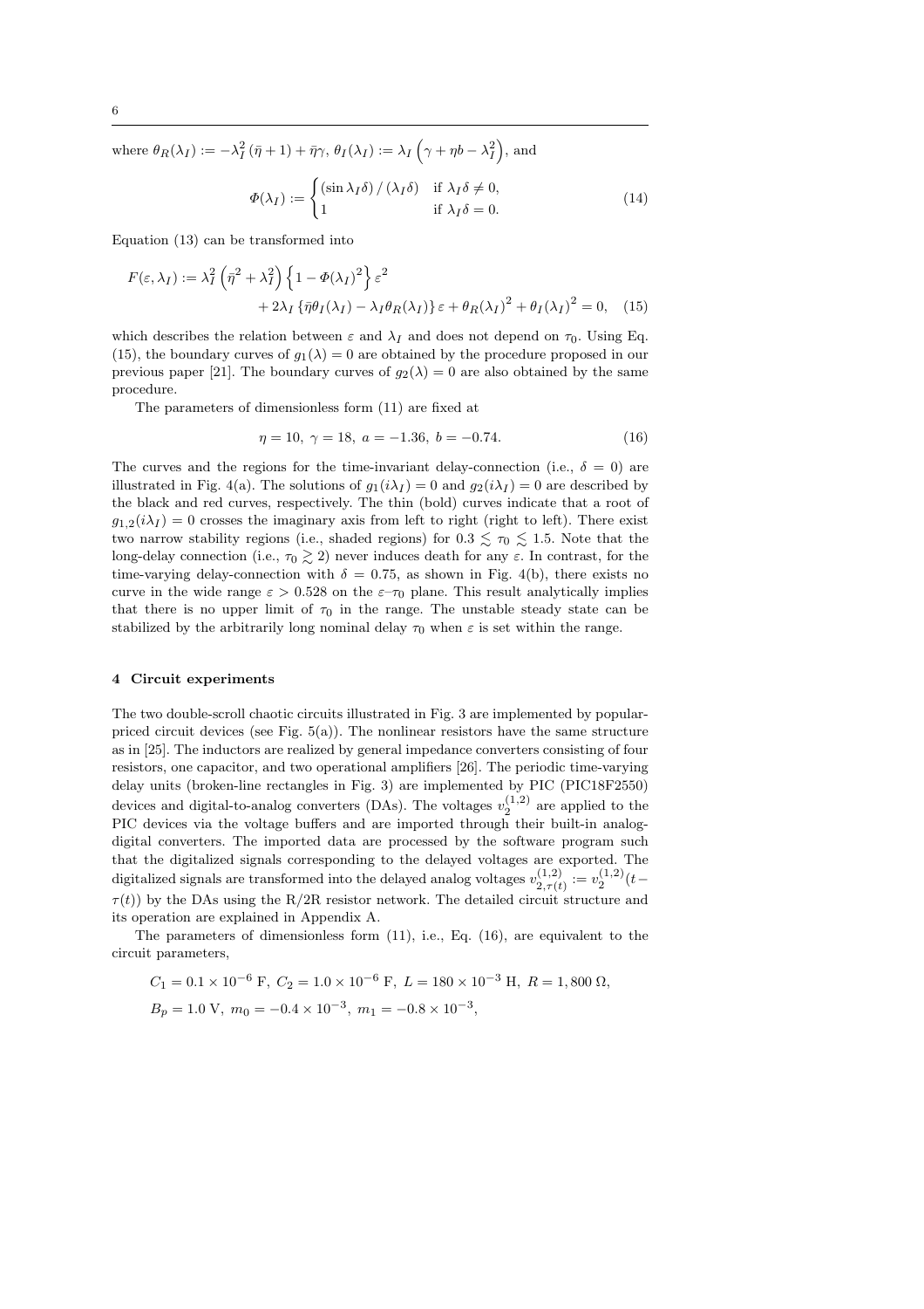where $\theta_R(\lambda_I) := -\lambda_I^2 (\bar{\eta} + 1) + \bar{\eta}\gamma$, $\theta_I(\lambda_I) := \lambda_I \left(\gamma + \eta b - \lambda_I^2\right)$, and

$$\Phi(\lambda_I) := \begin{cases} (\sin \lambda_I \delta) / (\lambda_I \delta) & \text{if } \lambda_I \delta \neq 0, \\ 1 & \text{if } \lambda_I \delta = 0. \end{cases} \tag{14}$$

Equation (13) can be transformed into

$$F(\varepsilon, \lambda_I) := \lambda_I^2 \left(\bar{\eta}^2 + \lambda_I^2\right) \left\{1 - \Phi(\lambda_I)^2\right\} \varepsilon^2 + 2\lambda_I \left\{\bar{\eta}\theta_I(\lambda_I) - \lambda_I \theta_R(\lambda_I)\right\} \varepsilon + \theta_R(\lambda_I)^2 + \theta_I(\lambda_I)^2 = 0, \tag{15}$$

which describes the relation between $\varepsilon$ and $\lambda_I$ and does not depend on $\tau_0$. Using Eq. (15), the boundary curves of $g_1(\lambda) = 0$ are obtained by the procedure proposed in our previous paper [21]. The boundary curves of $g_2(\lambda) = 0$ are also obtained by the same procedure.

The parameters of dimensionless form (11) are fixed at

$$\eta = 10, \ \gamma = 18, \ a = -1.36, \ b = -0.74. \tag{16}$$

The curves and the regions for the time-invariant delay-connection (i.e., $\delta = 0$) are illustrated in Fig. 4(a). The solutions of $g_1(i\lambda_I) = 0$ and $g_2(i\lambda_I) = 0$ are described by the black and red curves, respectively. The thin (bold) curves indicate that a root of $g_{1,2}(i\lambda_I) = 0$ crosses the imaginary axis from left to right (right to left). There exist two narrow stability regions (i.e., shaded regions) for $0.3 \lesssim \tau_0 \lesssim 1.5$. Note that the long-delay connection (i.e., $\tau_0 \gtrsim 2$) never induces death for any $\varepsilon$. In contrast, for the time-varying delay-connection with $\delta = 0.75$, as shown in Fig. 4(b), there exists no curve in the wide range $\varepsilon > 0.528$ on the $\varepsilon$–$\tau_0$ plane. This result analytically implies that there is no upper limit of $\tau_0$ in the range. The unstable steady state can be stabilized by the arbitrarily long nominal delay $\tau_0$ when $\varepsilon$ is set within the range.

## 4 Circuit experiments

The two double-scroll chaotic circuits illustrated in Fig. 3 are implemented by popular-priced circuit devices (see Fig. 5(a)). The nonlinear resistors have the same structure as in [25]. The inductors are realized by general impedance converters consisting of four resistors, one capacitor, and two operational amplifiers [26]. The periodic time-varying delay units (broken-line rectangles in Fig. 3) are implemented by PIC (PIC18F2550) devices and digital-to-analog converters (DAs). The voltages $v_2^{(1,2)}$ are applied to the PIC devices via the voltage buffers and are imported through their built-in analog-digital converters. The imported data are processed by the software program such that the digitalized signals corresponding to the delayed voltages are exported. The digitalized signals are transformed into the delayed analog voltages $v_{2,\tau(t)}^{(1,2)} := v_2^{(1,2)}(t - \tau(t))$ by the DAs using the R/2R resistor network. The detailed circuit structure and its operation are explained in Appendix A.

The parameters of dimensionless form (11), i.e., Eq. (16), are equivalent to the circuit parameters,

$$C_1 = 0.1 \times 10^{-6} \text{ F}, \ C_2 = 1.0 \times 10^{-6} \text{ F}, \ L = 180 \times 10^{-3} \text{ H}, \ R = 1{,}800 \ \Omega,$$
$$B_p = 1.0 \text{ V}, \ m_0 = -0.4 \times 10^{-3}, \ m_1 = -0.8 \times 10^{-3},$$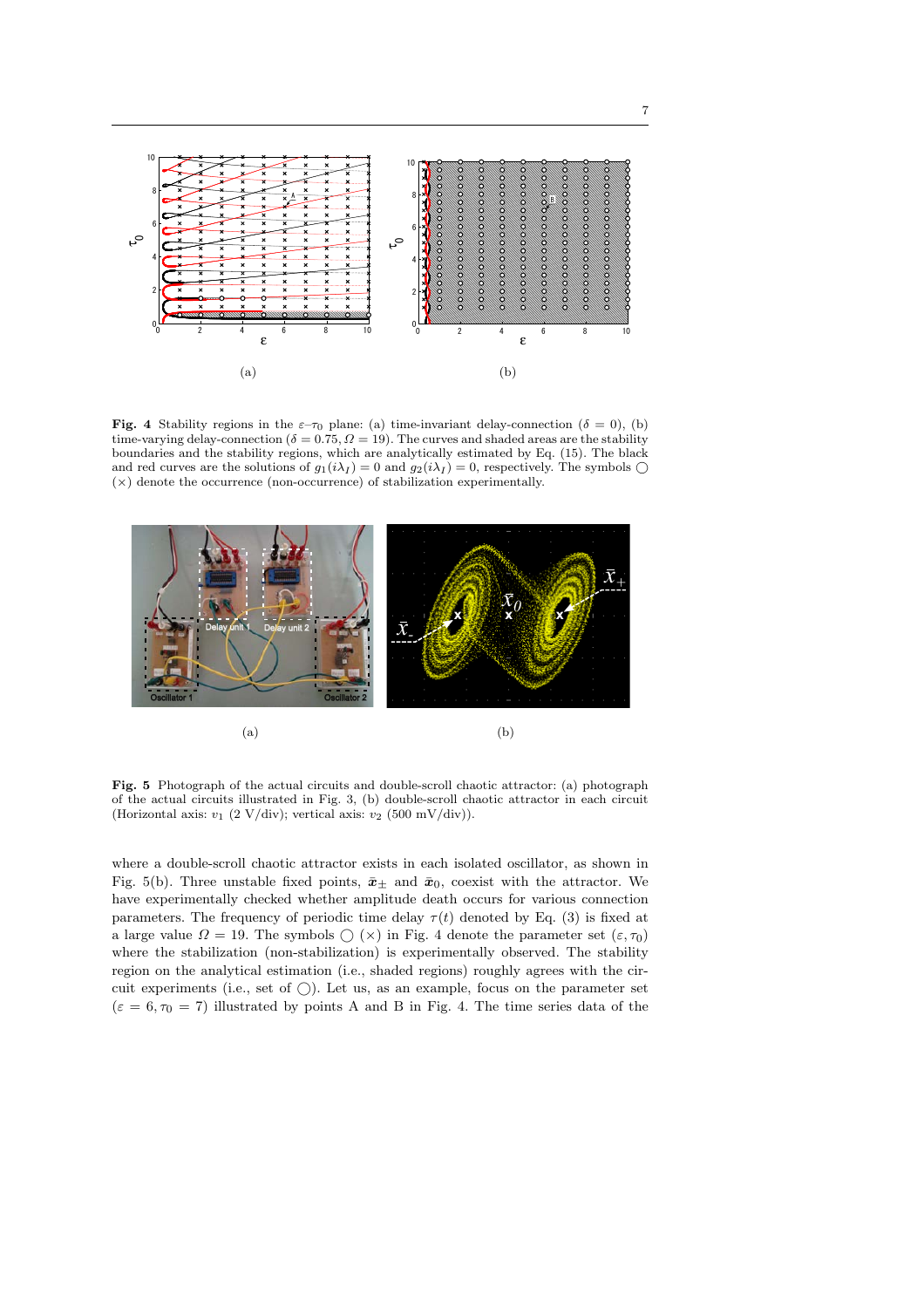**Fig. 4** Stability regions in the $\varepsilon$–$\tau_0$ plane: (a) time-invariant delay-connection ($\delta = 0$), (b) time-varying delay-connection ($\delta = 0.75, \Omega = 19$). The curves and shaded areas are the stability boundaries and the stability regions, which are analytically estimated by Eq. (15). The black and red curves are the solutions of $g_1(i\lambda_I) = 0$ and $g_2(i\lambda_I) = 0$, respectively. The symbols $\bigcirc$ ($\times$) denote the occurrence (non-occurrence) of stabilization experimentally.

**Fig. 5** Photograph of the actual circuits and double-scroll chaotic attractor: (a) photograph of the actual circuits illustrated in Fig. 3, (b) double-scroll chaotic attractor in each circuit (Horizontal axis: $v_1$ (2 V/div); vertical axis: $v_2$ (500 mV/div)).

where a double-scroll chaotic attractor exists in each isolated oscillator, as shown in Fig. 5(b). Three unstable fixed points, $\bar{\boldsymbol{x}}_{\pm}$ and $\bar{\boldsymbol{x}}_0$, coexist with the attractor. We have experimentally checked whether amplitude death occurs for various connection parameters. The frequency of periodic time delay $\tau(t)$ denoted by Eq. (3) is fixed at a large value $\Omega = 19$. The symbols $\bigcirc$ ($\times$) in Fig. 4 denote the parameter set $(\varepsilon, \tau_0)$ where the stabilization (non-stabilization) is experimentally observed. The stability region on the analytical estimation (i.e., shaded regions) roughly agrees with the circuit experiments (i.e., set of $\bigcirc$). Let us, as an example, focus on the parameter set ($\varepsilon = 6, \tau_0 = 7$) illustrated by points A and B in Fig. 4. The time series data of the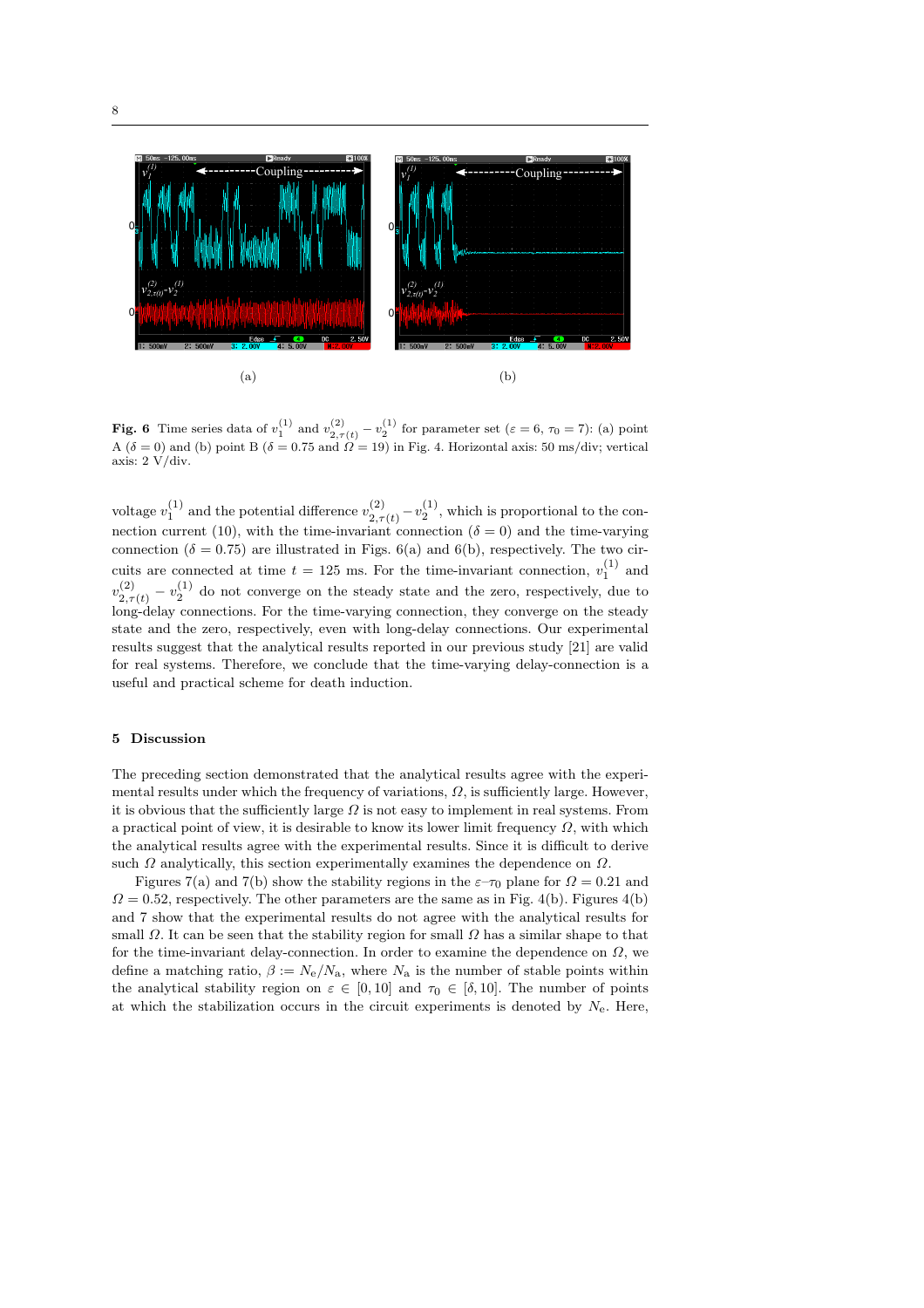(a)

(b)

**Fig. 6** Time series data of $v_1^{(1)}$ and $v_{2,\tau(t)}^{(2)} - v_2^{(1)}$ for parameter set ($\varepsilon = 6$, $\tau_0 = 7$): (a) point A ($\delta = 0$) and (b) point B ($\delta = 0.75$ and $\Omega = 19$) in Fig. 4. Horizontal axis: 50 ms/div; vertical axis: 2 V/div.

voltage $v_1^{(1)}$ and the potential difference $v_{2,\tau(t)}^{(2)} - v_2^{(1)}$, which is proportional to the connection current (10), with the time-invariant connection ($\delta = 0$) and the time-varying connection ($\delta = 0.75$) are illustrated in Figs. 6(a) and 6(b), respectively. The two circuits are connected at time $t = 125$ ms. For the time-invariant connection, $v_1^{(1)}$ and $v_{2,\tau(t)}^{(2)} - v_2^{(1)}$ do not converge on the steady state and the zero, respectively, due to long-delay connections. For the time-varying connection, they converge on the steady state and the zero, respectively, even with long-delay connections. Our experimental results suggest that the analytical results reported in our previous study [21] are valid for real systems. Therefore, we conclude that the time-varying delay-connection is a useful and practical scheme for death induction.

## 5 Discussion

The preceding section demonstrated that the analytical results agree with the experimental results under which the frequency of variations, $\Omega$, is sufficiently large. However, it is obvious that the sufficiently large $\Omega$ is not easy to implement in real systems. From a practical point of view, it is desirable to know its lower limit frequency $\Omega$, with which the analytical results agree with the experimental results. Since it is difficult to derive such $\Omega$ analytically, this section experimentally examines the dependence on $\Omega$.

Figures 7(a) and 7(b) show the stability regions in the $\varepsilon$–$\tau_0$ plane for $\Omega = 0.21$ and $\Omega = 0.52$, respectively. The other parameters are the same as in Fig. 4(b). Figures 4(b) and 7 show that the experimental results do not agree with the analytical results for small $\Omega$. It can be seen that the stability region for small $\Omega$ has a similar shape to that for the time-invariant delay-connection. In order to examine the dependence on $\Omega$, we define a matching ratio, $\beta := N_{\mathrm{e}}/N_{\mathrm{a}}$, where $N_{\mathrm{a}}$ is the number of stable points within the analytical stability region on $\varepsilon \in [0, 10]$ and $\tau_0 \in [\delta, 10]$. The number of points at which the stabilization occurs in the circuit experiments is denoted by $N_{\mathrm{e}}$. Here,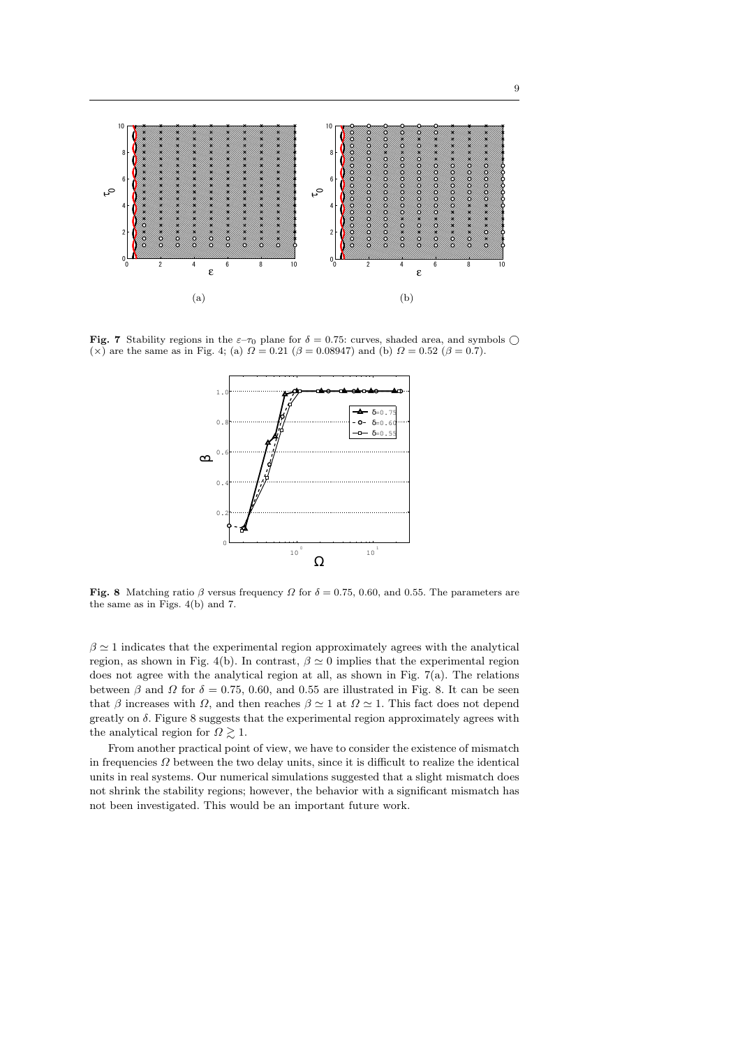**Fig. 7** Stability regions in the $\varepsilon$–$\tau_0$ plane for $\delta = 0.75$: curves, shaded area, and symbols $\bigcirc$ ($\times$) are the same as in Fig. 4; (a) $\Omega = 0.21$ ($\beta = 0.08947$) and (b) $\Omega = 0.52$ ($\beta = 0.7$).

**Fig. 8** Matching ratio $\beta$ versus frequency $\Omega$ for $\delta = 0.75$, 0.60, and 0.55. The parameters are the same as in Figs. 4(b) and 7.

$\beta \simeq 1$ indicates that the experimental region approximately agrees with the analytical region, as shown in Fig. 4(b). In contrast, $\beta \simeq 0$ implies that the experimental region does not agree with the analytical region at all, as shown in Fig. 7(a). The relations between $\beta$ and $\Omega$ for $\delta = 0.75$, 0.60, and 0.55 are illustrated in Fig. 8. It can be seen that $\beta$ increases with $\Omega$, and then reaches $\beta \simeq 1$ at $\Omega \simeq 1$. This fact does not depend greatly on $\delta$. Figure 8 suggests that the experimental region approximately agrees with the analytical region for $\Omega \gtrsim 1$.

From another practical point of view, we have to consider the existence of mismatch in frequencies $\Omega$ between the two delay units, since it is difficult to realize the identical units in real systems. Our numerical simulations suggested that a slight mismatch does not shrink the stability regions; however, the behavior with a significant mismatch has not been investigated. This would be an important future work.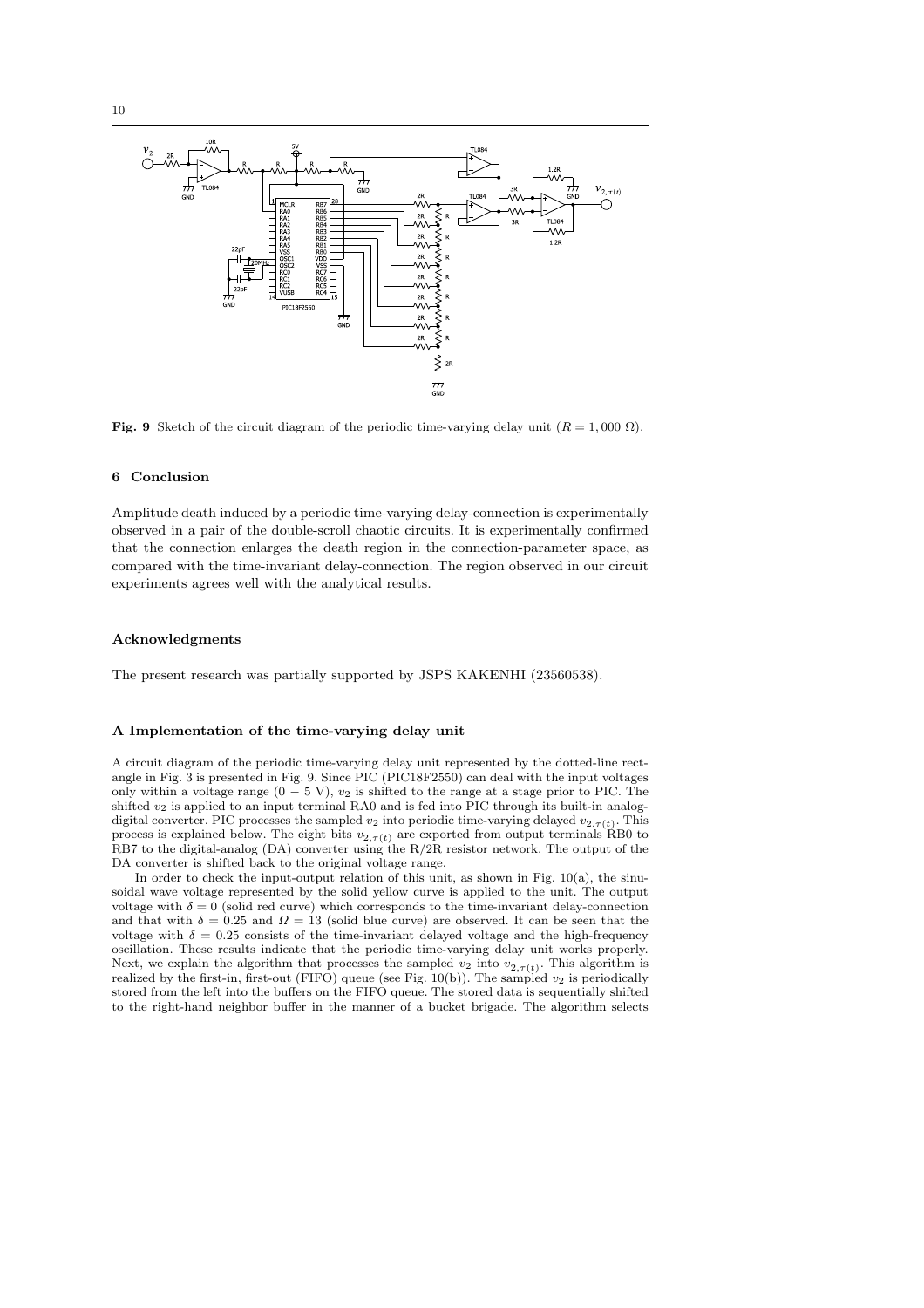**Fig. 9** Sketch of the circuit diagram of the periodic time-varying delay unit ($R = 1,000\ \Omega$).

## 6 Conclusion

Amplitude death induced by a periodic time-varying delay-connection is experimentally observed in a pair of the double-scroll chaotic circuits. It is experimentally confirmed that the connection enlarges the death region in the connection-parameter space, as compared with the time-invariant delay-connection. The region observed in our circuit experiments agrees well with the analytical results.

## Acknowledgments

The present research was partially supported by JSPS KAKENHI (23560538).

## A Implementation of the time-varying delay unit

A circuit diagram of the periodic time-varying delay unit represented by the dotted-line rectangle in Fig. 3 is presented in Fig. 9. Since PIC (PIC18F2550) can deal with the input voltages only within a voltage range ($0 - 5$ V), $v_2$ is shifted to the range at a stage prior to PIC. The shifted $v_2$ is applied to an input terminal RA0 and is fed into PIC through its built-in analog-digital converter. PIC processes the sampled $v_2$ into periodic time-varying delayed $v_{2,\tau(t)}$. This process is explained below. The eight bits $v_{2,\tau(t)}$ are exported from output terminals RB0 to RB7 to the digital-analog (DA) converter using the R/2R resistor network. The output of the DA converter is shifted back to the original voltage range.

In order to check the input-output relation of this unit, as shown in Fig. 10(a), the sinusoidal wave voltage represented by the solid yellow curve is applied to the unit. The output voltage with $\delta = 0$ (solid red curve) which corresponds to the time-invariant delay-connection and that with $\delta = 0.25$ and $\Omega = 13$ (solid blue curve) are observed. It can be seen that the voltage with $\delta = 0.25$ consists of the time-invariant delayed voltage and the high-frequency oscillation. These results indicate that the periodic time-varying delay unit works properly. Next, we explain the algorithm that processes the sampled $v_2$ into $v_{2,\tau(t)}$. This algorithm is realized by the first-in, first-out (FIFO) queue (see Fig. 10(b)). The sampled $v_2$ is periodically stored from the left into the buffers on the FIFO queue. The stored data is sequentially shifted to the right-hand neighbor buffer in the manner of a bucket brigade. The algorithm selects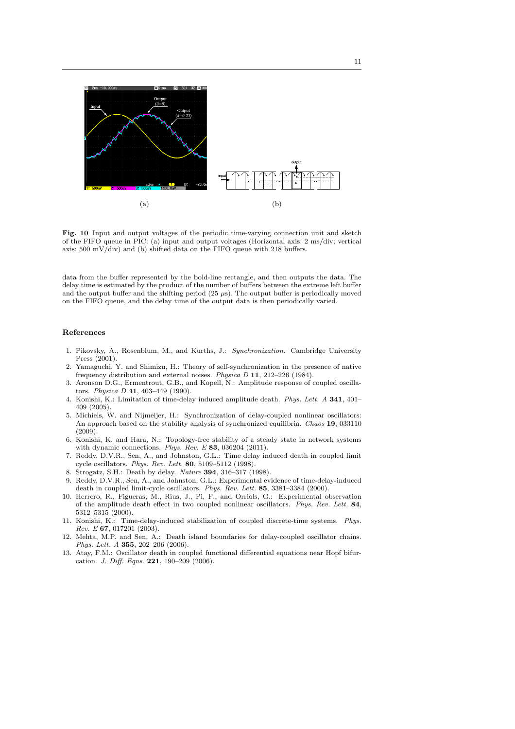**Fig. 10** Input and output voltages of the periodic time-varying connection unit and sketch of the FIFO queue in PIC: (a) input and output voltages (Horizontal axis: 2 ms/div; vertical axis: 500 mV/div) and (b) shifted data on the FIFO queue with 218 buffers.

data from the buffer represented by the bold-line rectangle, and then outputs the data. The delay time is estimated by the product of the number of buffers between the extreme left buffer and the output buffer and the shifting period (25 $\mu$s). The output buffer is periodically moved on the FIFO queue, and the delay time of the output data is then periodically varied.

## References

1. Pikovsky, A., Rosenblum, M., and Kurths, J.: *Synchronization*. Cambridge University Press (2001).
2. Yamaguchi, Y. and Shimizu, H.: Theory of self-synchronization in the presence of native frequency distribution and external noises. *Physica D* **11**, 212–226 (1984).
3. Aronson D.G., Ermentrout, G.B., and Kopell, N.: Amplitude response of coupled oscillators. *Physica D* **41**, 403–449 (1990).
4. Konishi, K.: Limitation of time-delay induced amplitude death. *Phys. Lett. A* **341**, 401–409 (2005).
5. Michiels, W. and Nijmeijer, H.: Synchronization of delay-coupled nonlinear oscillators: An approach based on the stability analysis of synchronized equilibria. *Chaos* **19**, 033110 (2009).
6. Konishi, K. and Hara, N.: Topology-free stability of a steady state in network systems with dynamic connections. *Phys. Rev. E* **83**, 036204 (2011).
7. Reddy, D.V.R., Sen, A., and Johnston, G.L.: Time delay induced death in coupled limit cycle oscillators. *Phys. Rev. Lett.* **80**, 5109–5112 (1998).
8. Strogatz, S.H.: Death by delay. *Nature* **394**, 316–317 (1998).
9. Reddy, D.V.R., Sen, A., and Johnston, G.L.: Experimental evidence of time-delay-induced death in coupled limit-cycle oscillators. *Phys. Rev. Lett.* **85**, 3381–3384 (2000).
10. Herrero, R., Figueras, M., Rius, J., Pi, F., and Orriols, G.: Experimental observation of the amplitude death effect in two coupled nonlinear oscillators. *Phys. Rev. Lett.* **84**, 5312–5315 (2000).
11. Konishi, K.: Time-delay-induced stabilization of coupled discrete-time systems. *Phys. Rev. E* **67**, 017201 (2003).
12. Mehta, M.P. and Sen, A.: Death island boundaries for delay-coupled oscillator chains. *Phys. Lett. A* **355**, 202–206 (2006).
13. Atay, F.M.: Oscillator death in coupled functional differential equations near Hopf bifurcation. *J. Diff. Eqns.* **221**, 190–209 (2006).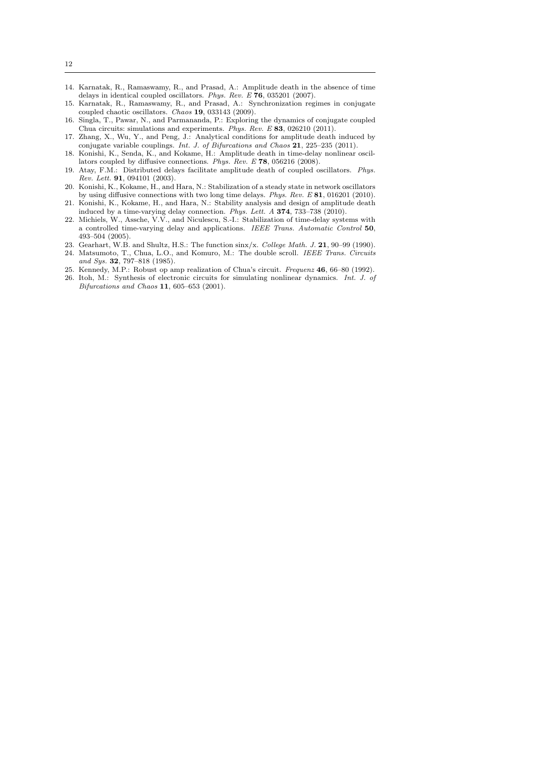14. Karnatak, R., Ramaswamy, R., and Prasad, A.: Amplitude death in the absence of time delays in identical coupled oscillators. *Phys. Rev. E* **76**, 035201 (2007).
15. Karnatak, R., Ramaswamy, R., and Prasad, A.: Synchronization regimes in conjugate coupled chaotic oscillators. *Chaos* **19**, 033143 (2009).
16. Singla, T., Pawar, N., and Parmananda, P.: Exploring the dynamics of conjugate coupled Chua circuits: simulations and experiments. *Phys. Rev. E* **83**, 026210 (2011).
17. Zhang, X., Wu, Y., and Peng, J.: Analytical conditions for amplitude death induced by conjugate variable couplings. *Int. J. of Bifurcations and Chaos* **21**, 225–235 (2011).
18. Konishi, K., Senda, K., and Kokame, H.: Amplitude death in time-delay nonlinear oscillators coupled by diffusive connections. *Phys. Rev. E* **78**, 056216 (2008).
19. Atay, F.M.: Distributed delays facilitate amplitude death of coupled oscillators. *Phys. Rev. Lett.* **91**, 094101 (2003).
20. Konishi, K., Kokame, H., and Hara, N.: Stabilization of a steady state in network oscillators by using diffusive connections with two long time delays. *Phys. Rev. E* **81**, 016201 (2010).
21. Konishi, K., Kokame, H., and Hara, N.: Stability analysis and design of amplitude death induced by a time-varying delay connection. *Phys. Lett. A* **374**, 733–738 (2010).
22. Michiels, W., Assche, V.V., and Niculescu, S.-I.: Stabilization of time-delay systems with a controlled time-varying delay and applications. *IEEE Trans. Automatic Control* **50**, 493–504 (2005).
23. Gearhart, W.B. and Shultz, H.S.: The function sinx/x. *College Math. J.* **21**, 90–99 (1990).
24. Matsumoto, T., Chua, L.O., and Komuro, M.: The double scroll. *IEEE Trans. Circuits and Sys.* **32**, 797–818 (1985).
25. Kennedy, M.P.: Robust op amp realization of Chua's circuit. *Frequenz* **46**, 66–80 (1992).
26. Itoh, M.: Synthesis of electronic circuits for simulating nonlinear dynamics. *Int. J. of Bifurcations and Chaos* **11**, 605–653 (2001).